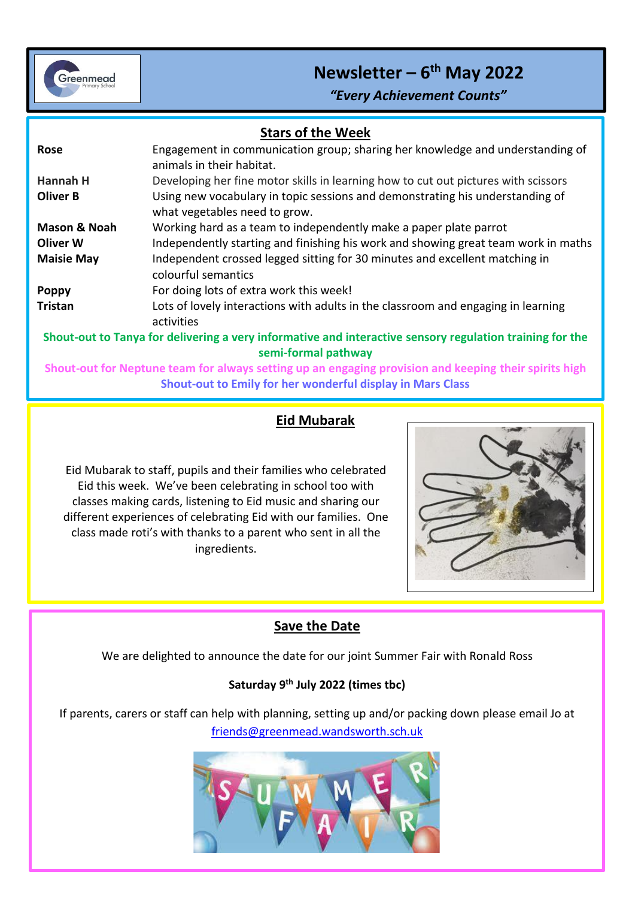# Newsletter – 6th May 2022

***"Every Achievement Counts"***

## Stars of the Week

| | |
|---|---|
| **Rose** | Engagement in communication group; sharing her knowledge and understanding of animals in their habitat. |
| **Hannah H** | Developing her fine motor skills in learning how to cut out pictures with scissors |
| **Oliver B** | Using new vocabulary in topic sessions and demonstrating his understanding of what vegetables need to grow. |
| **Mason & Noah** | Working hard as a team to independently make a paper plate parrot |
| **Oliver W** | Independently starting and finishing his work and showing great team work in maths |
| **Maisie May** | Independent crossed legged sitting for 30 minutes and excellent matching in colourful semantics |
| **Poppy** | For doing lots of extra work this week! |
| **Tristan** | Lots of lovely interactions with adults in the classroom and engaging in learning activities |

**Shout-out to Tanya for delivering a very informative and interactive sensory regulation training for the semi-formal pathway**

**Shout-out for Neptune team for always setting up an engaging provision and keeping their spirits high**

**Shout-out to Emily for her wonderful display in Mars Class**

## Eid Mubarak

Eid Mubarak to staff, pupils and their families who celebrated Eid this week. We've been celebrating in school too with classes making cards, listening to Eid music and sharing our different experiences of celebrating Eid with our families. One class made roti's with thanks to a parent who sent in all the ingredients.

## Save the Date

We are delighted to announce the date for our joint Summer Fair with Ronald Ross

**Saturday 9th July 2022 (times tbc)**

If parents, carers or staff can help with planning, setting up and/or packing down please email Jo at friends@greenmead.wandsworth.sch.uk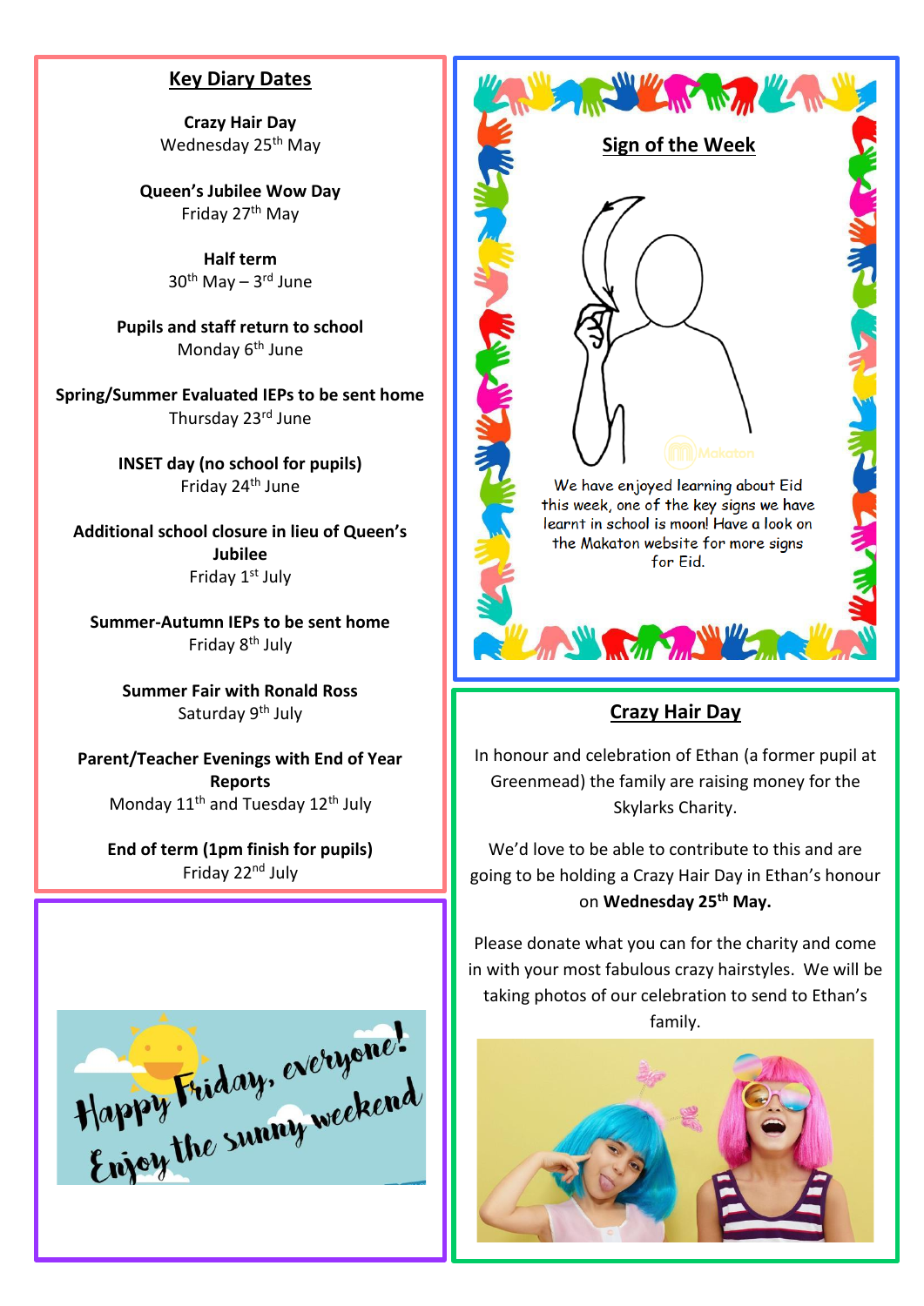## Key Diary Dates

**Crazy Hair Day**
Wednesday 25th May

**Queen's Jubilee Wow Day**
Friday 27th May

**Half term**
30th May – 3rd June

**Pupils and staff return to school**
Monday 6th June

**Spring/Summer Evaluated IEPs to be sent home**
Thursday 23rd June

**INSET day (no school for pupils)**
Friday 24th June

**Additional school closure in lieu of Queen's Jubilee**
Friday 1st July

**Summer-Autumn IEPs to be sent home**
Friday 8th July

**Summer Fair with Ronald Ross**
Saturday 9th July

**Parent/Teacher Evenings with End of Year Reports**
Monday 11th and Tuesday 12th July

**End of term (1pm finish for pupils)**
Friday 22nd July

Happy Friday, everyone!
Enjoy the sunny weekend

## Sign of the Week

We have enjoyed learning about Eid this week, one of the key signs we have learnt in school is moon! Have a look on the Makaton website for more signs for Eid.

## Crazy Hair Day

In honour and celebration of Ethan (a former pupil at Greenmead) the family are raising money for the Skylarks Charity.

We'd love to be able to contribute to this and are going to be holding a Crazy Hair Day in Ethan's honour on **Wednesday 25th May.**

Please donate what you can for the charity and come in with your most fabulous crazy hairstyles. We will be taking photos of our celebration to send to Ethan's family.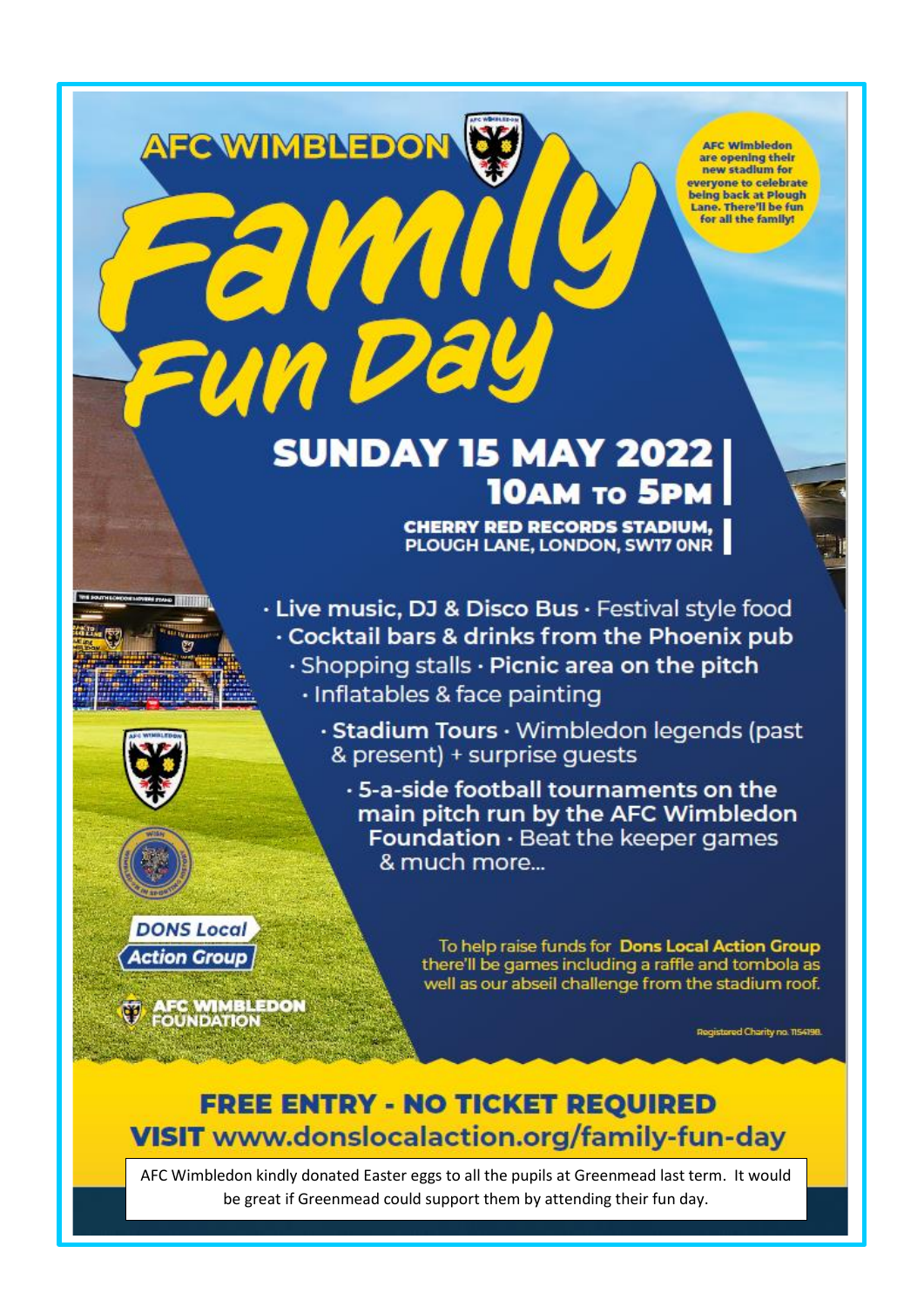# AFC WIMBLEDON

# Family Fun Day

AFC Wimbledon are opening their new stadium for everyone to celebrate being back at Plough Lane. There'll be fun for all the family!

## SUNDAY 15 MAY 2022

## 10AM TO 5PM

**CHERRY RED RECORDS STADIUM, PLOUGH LANE, LONDON, SW17 0NR**

- **Live music, DJ & Disco Bus** · Festival style food
- **Cocktail bars & drinks from the Phoenix pub**
- Shopping stalls · **Picnic area on the pitch**
- Inflatables & face painting
- **Stadium Tours** · Wimbledon legends (past & present) + surprise guests
- **5-a-side football tournaments on the main pitch run by the AFC Wimbledon Foundation** · Beat the keeper games & much more...

To help raise funds for **Dons Local Action Group** there'll be games including a raffle and tombola as well as our abseil challenge from the stadium roof.

DONS Local Action Group

AFC WIMBLEDON FOUNDATION

Registered Charity no. 1154198.

## FREE ENTRY - NO TICKET REQUIRED

## VISIT www.donslocalaction.org/family-fun-day

AFC Wimbledon kindly donated Easter eggs to all the pupils at Greenmead last term. It would be great if Greenmead could support them by attending their fun day.